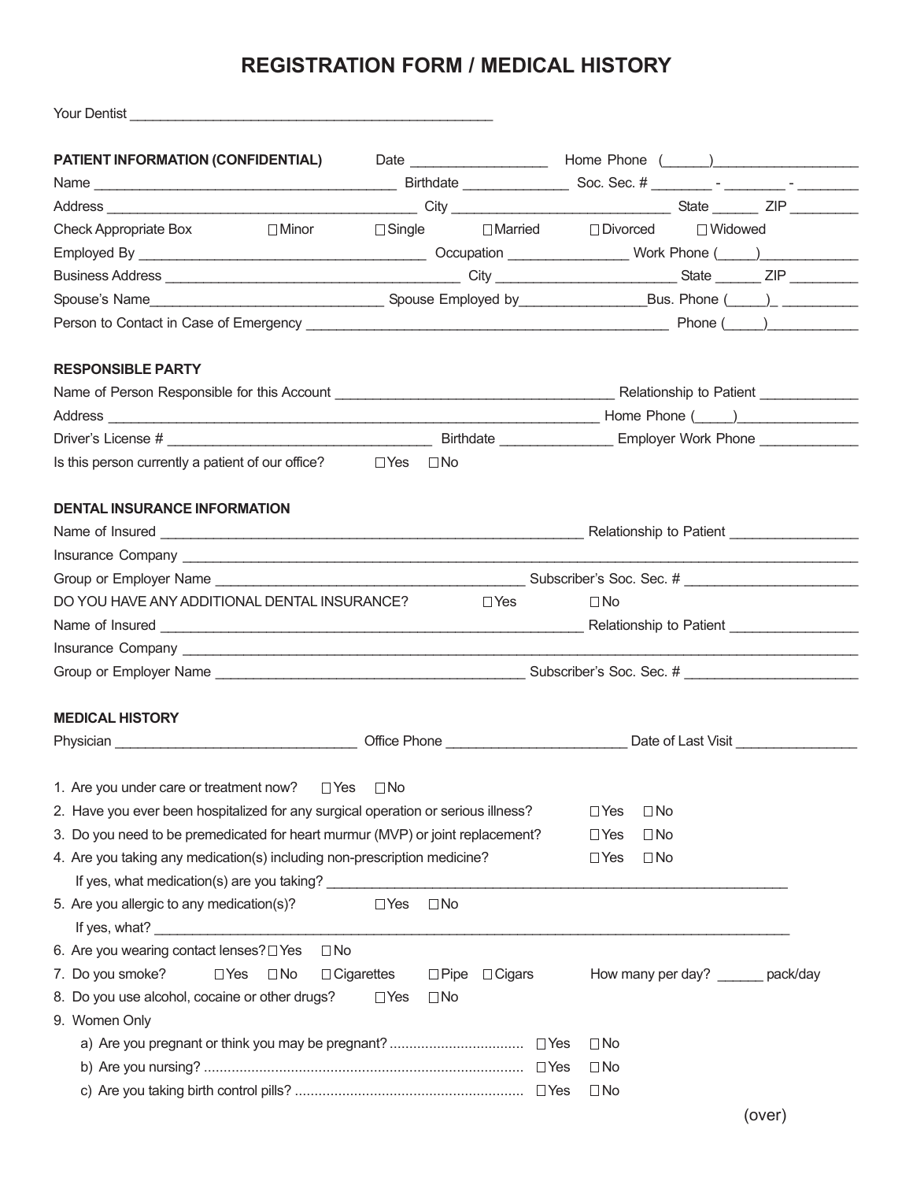# REGISTRATION FORM / MEDICAL HISTORY

Your Dentist ______________________________________________

**PATIENT INFORMATION (CONFIDENTIAL)** Date _________________ Home Phone (______)__________________

Name ______________________________________ Birthdate _____________ Soc. Sec. # ________ - ________ - ________

Address _______________________________________ City ____________________________ State ______ ZIP ________

Check Appropriate Box ☐ Minor ☐ Single ☐ Married ☐ Divorced ☐ Widowed

Employed By ____________________________________ Occupation _______________ Work Phone (_____)____________

Business Address _____________________________________ City _______________________ State ______ ZIP ________

Spouse's Name______________________________ Spouse Employed by________________Bus. Phone (_____)_ __________

Person to Contact in Case of Emergency _____________________________________________ Phone (_____)___________

**RESPONSIBLE PARTY**

Name of Person Responsible for this Account ___________________________________ Relationship to Patient ____________

Address _____________________________________________________________ Home Phone (_____)_______________

Driver's License # __________________________________ Birthdate ______________ Employer Work Phone ____________

Is this person currently a patient of our office? ☐ Yes ☐ No

**DENTAL INSURANCE INFORMATION**

Name of Insured _______________________________________________________ Relationship to Patient ________________

Insurance Company _______________________________________________________________________________________

Group or Employer Name _______________________________________ Subscriber's Soc. Sec. # ______________________

DO YOU HAVE ANY ADDITIONAL DENTAL INSURANCE? ☐ Yes ☐ No

Name of Insured _______________________________________________________ Relationship to Patient ________________

Insurance Company _______________________________________________________________________________________

Group or Employer Name _______________________________________ Subscriber's Soc. Sec. # ______________________

**MEDICAL HISTORY**

Physician ______________________________ Office Phone _______________________ Date of Last Visit _______________

1. Are you under care or treatment now? ☐ Yes ☐ No
2. Have you ever been hospitalized for any surgical operation or serious illness? ☐ Yes ☐ No
3. Do you need to be premedicated for heart murmur (MVP) or joint replacement? ☐ Yes ☐ No
4. Are you taking any medication(s) including non-prescription medicine? ☐ Yes ☐ No

   If yes, what medication(s) are you taking? ______________________________________________________________
5. Are you allergic to any medication(s)? ☐ Yes ☐ No

   If yes, what? ____________________________________________________________________________________
6. Are you wearing contact lenses? ☐ Yes ☐ No
7. Do you smoke? ☐ Yes ☐ No ☐ Cigarettes ☐ Pipe ☐ Cigars How many per day? ______ pack/day
8. Do you use alcohol, cocaine or other drugs? ☐ Yes ☐ No
9. Women Only
   a) Are you pregnant or think you may be pregnant? ................................. ☐ Yes ☐ No
   b) Are you nursing? ................................................................................ ☐ Yes ☐ No
   c) Are you taking birth control pills? ......................................................... ☐ Yes ☐ No

(over)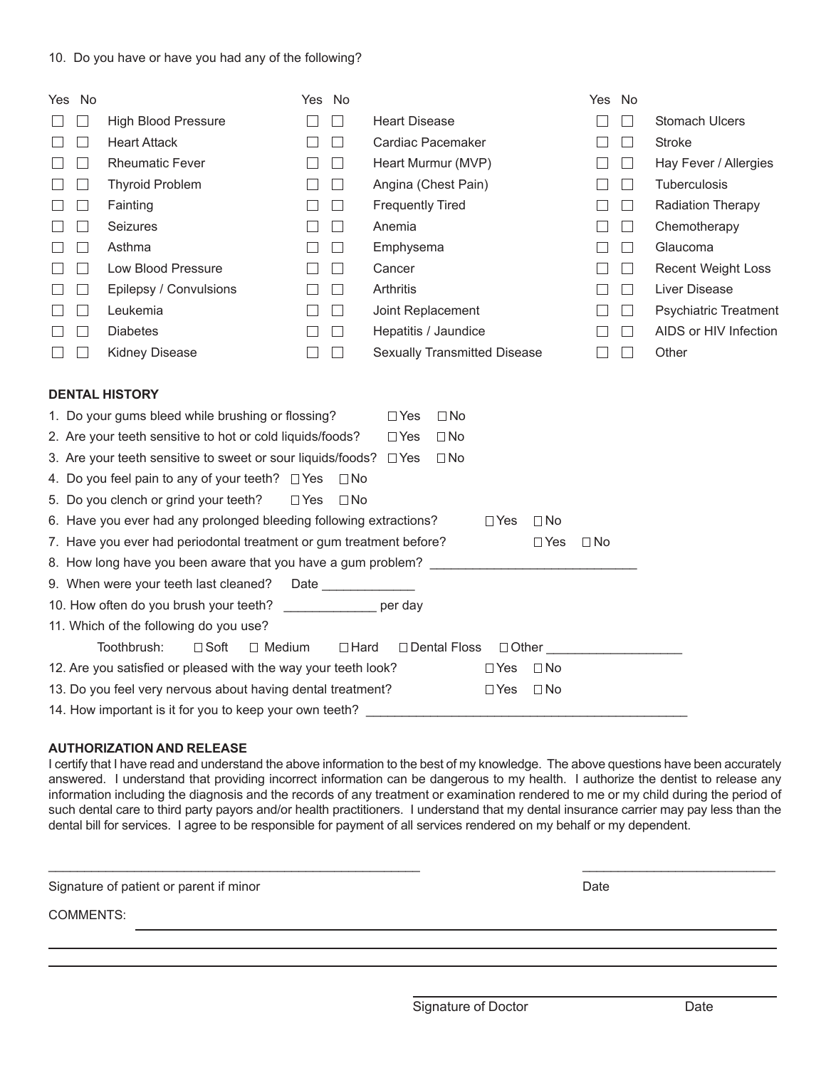10. Do you have or have you had any of the following?

| Yes | No | | Yes | No | | Yes | No | |
|---|---|---|---|---|---|---|---|---|
| ☐ | ☐ | High Blood Pressure | ☐ | ☐ | Heart Disease | ☐ | ☐ | Stomach Ulcers |
| ☐ | ☐ | Heart Attack | ☐ | ☐ | Cardiac Pacemaker | ☐ | ☐ | Stroke |
| ☐ | ☐ | Rheumatic Fever | ☐ | ☐ | Heart Murmur (MVP) | ☐ | ☐ | Hay Fever / Allergies |
| ☐ | ☐ | Thyroid Problem | ☐ | ☐ | Angina (Chest Pain) | ☐ | ☐ | Tuberculosis |
| ☐ | ☐ | Fainting | ☐ | ☐ | Frequently Tired | ☐ | ☐ | Radiation Therapy |
| ☐ | ☐ | Seizures | ☐ | ☐ | Anemia | ☐ | ☐ | Chemotherapy |
| ☐ | ☐ | Asthma | ☐ | ☐ | Emphysema | ☐ | ☐ | Glaucoma |
| ☐ | ☐ | Low Blood Pressure | ☐ | ☐ | Cancer | ☐ | ☐ | Recent Weight Loss |
| ☐ | ☐ | Epilepsy / Convulsions | ☐ | ☐ | Arthritis | ☐ | ☐ | Liver Disease |
| ☐ | ☐ | Leukemia | ☐ | ☐ | Joint Replacement | ☐ | ☐ | Psychiatric Treatment |
| ☐ | ☐ | Diabetes | ☐ | ☐ | Hepatitis / Jaundice | ☐ | ☐ | AIDS or HIV Infection |
| ☐ | ☐ | Kidney Disease | ☐ | ☐ | Sexually Transmitted Disease | ☐ | ☐ | Other |

**DENTAL HISTORY**

1. Do your gums bleed while brushing or flossing? ☐ Yes ☐ No
2. Are your teeth sensitive to hot or cold liquids/foods? ☐ Yes ☐ No
3. Are your teeth sensitive to sweet or sour liquids/foods? ☐ Yes ☐ No
4. Do you feel pain to any of your teeth? ☐ Yes ☐ No
5. Do you clench or grind your teeth? ☐ Yes ☐ No
6. Have you ever had any prolonged bleeding following extractions? ☐ Yes ☐ No
7. Have you ever had periodontal treatment or gum treatment before? ☐ Yes ☐ No
8. How long have you been aware that you have a gum problem? ____________________________
9. When were your teeth last cleaned? Date _____________
10. How often do you brush your teeth? _____________ per day
11. Which of the following do you use?

    Toothbrush: ☐ Soft ☐ Medium ☐ Hard ☐ Dental Floss ☐ Other __________________
12. Are you satisfied or pleased with the way your teeth look? ☐ Yes ☐ No
13. Do you feel very nervous about having dental treatment? ☐ Yes ☐ No
14. How important is it for you to keep your own teeth? _____________________________________________

**AUTHORIZATION AND RELEASE**

I certify that I have read and understand the above information to the best of my knowledge. The above questions have been accurately answered. I understand that providing incorrect information can be dangerous to my health. I authorize the dentist to release any information including the diagnosis and the records of any treatment or examination rendered to me or my child during the period of such dental care to third party payors and/or health practitioners. I understand that my dental insurance carrier may pay less than the dental bill for services. I agree to be responsible for payment of all services rendered on my behalf or my dependent.

_____________________________________________________ ___________________________

Signature of patient or parent if minor Date

COMMENTS: ____________________________________________________________________________

______________________________________________________________________________________

______________________________________________________________________________________

______________________________________________

Signature of Doctor Date